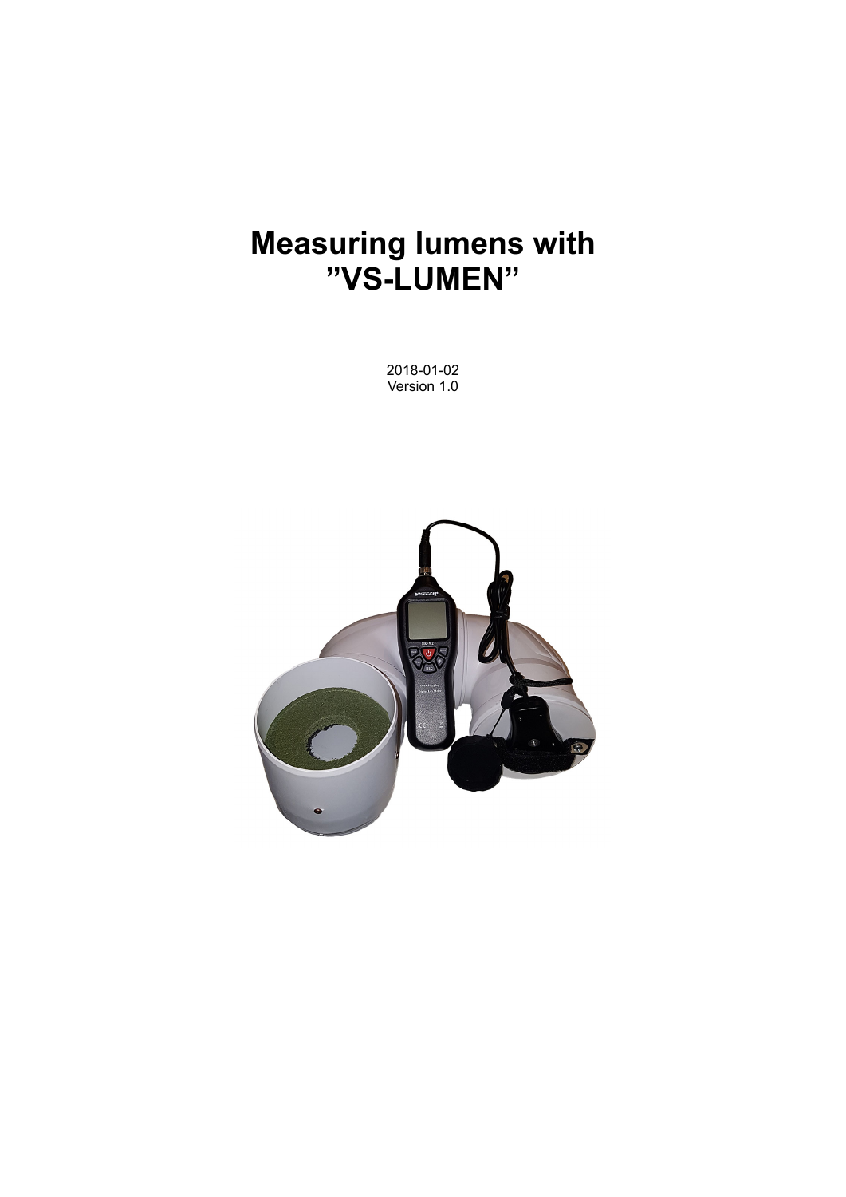# Measuring lumens with ”VS-LUMEN”

2018-01-02
Version 1.0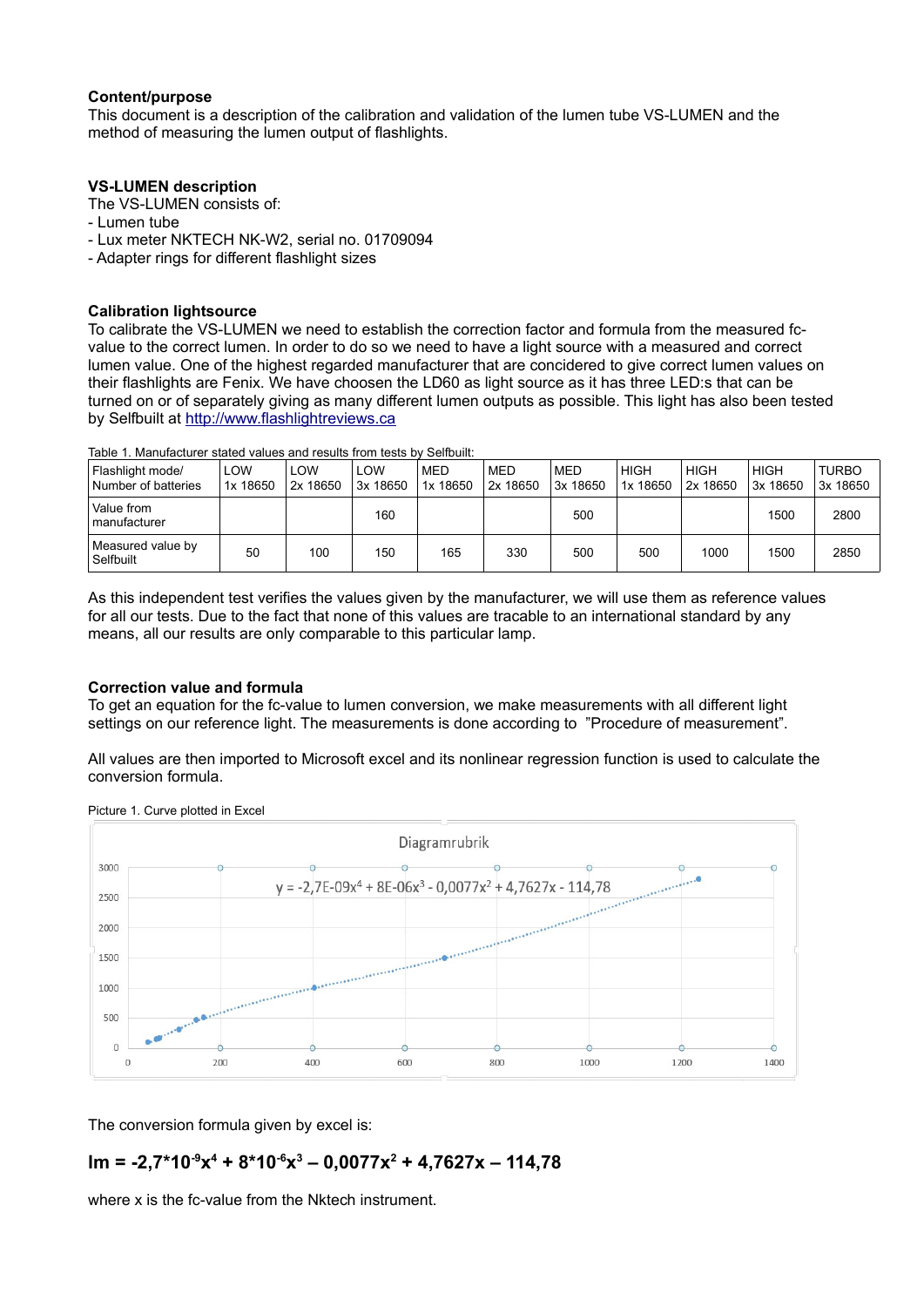**Content/purpose**

This document is a description of the calibration and validation of the lumen tube VS-LUMEN and the method of measuring the lumen output of flashlights.

**VS-LUMEN description**

The VS-LUMEN consists of:

- Lumen tube
- Lux meter NKTECH NK-W2, serial no. 01709094
- Adapter rings for different flashlight sizes

**Calibration lightsource**

To calibrate the VS-LUMEN we need to establish the correction factor and formula from the measured fc-value to the correct lumen. In order to do so we need to have a light source with a measured and correct lumen value. One of the highest regarded manufacturer that are concidered to give correct lumen values on their flashlights are Fenix. We have choosen the LD60 as light source as it has three LED:s that can be turned on or of separately giving as many different lumen outputs as possible. This light has also been tested by Selfbuilt at http://www.flashlightreviews.ca

Table 1. Manufacturer stated values and results from tests by Selfbuilt:

| Flashlight mode/ Number of batteries | LOW 1x 18650 | LOW 2x 18650 | LOW 3x 18650 | MED 1x 18650 | MED 2x 18650 | MED 3x 18650 | HIGH 1x 18650 | HIGH 2x 18650 | HIGH 3x 18650 | TURBO 3x 18650 |
|---|---|---|---|---|---|---|---|---|---|---|
| Value from manufacturer | | | 160 | | | 500 | | | 1500 | 2800 |
| Measured value by Selfbuilt | 50 | 100 | 150 | 165 | 330 | 500 | 500 | 1000 | 1500 | 2850 |

As this independent test verifies the values given by the manufacturer, we will use them as reference values for all our tests. Due to the fact that none of this values are tracable to an international standard by any means, all our results are only comparable to this particular lamp.

**Correction value and formula**

To get an equation for the fc-value to lumen conversion, we make measurements with all different light settings on our reference light. The measurements is done according to "Procedure of measurement".

All values are then imported to Microsoft excel and its nonlinear regression function is used to calculate the conversion formula.

Picture 1. Curve plotted in Excel

Diagramrubrik

$y = -2{,}7E\text{-}09x^4 + 8E\text{-}06x^3 - 0{,}0077x^2 + 4{,}7627x - 114{,}78$

The conversion formula given by excel is:

$$lm = -2{,}7 \cdot 10^{-9}x^4 + 8 \cdot 10^{-6}x^3 - 0{,}0077x^2 + 4{,}7627x - 114{,}78$$

where x is the fc-value from the Nktech instrument.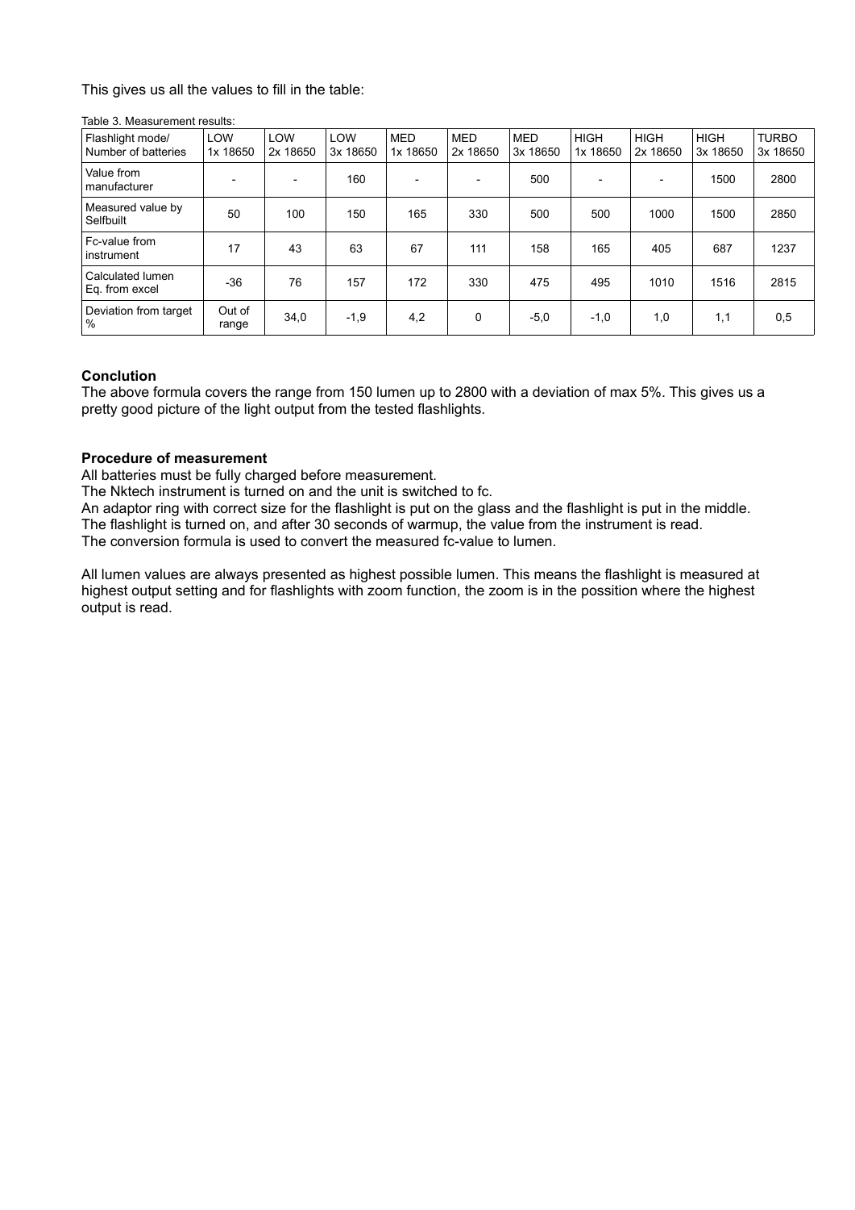This gives us all the values to fill in the table:

Table 3. Measurement results:

| Flashlight mode/ Number of batteries | LOW 1x 18650 | LOW 2x 18650 | LOW 3x 18650 | MED 1x 18650 | MED 2x 18650 | MED 3x 18650 | HIGH 1x 18650 | HIGH 2x 18650 | HIGH 3x 18650 | TURBO 3x 18650 |
|---|---|---|---|---|---|---|---|---|---|---|
| Value from manufacturer | - | - | 160 | - | - | 500 | - | - | 1500 | 2800 |
| Measured value by Selfbuilt | 50 | 100 | 150 | 165 | 330 | 500 | 500 | 1000 | 1500 | 2850 |
| Fc-value from instrument | 17 | 43 | 63 | 67 | 111 | 158 | 165 | 405 | 687 | 1237 |
| Calculated lumen Eq. from excel | -36 | 76 | 157 | 172 | 330 | 475 | 495 | 1010 | 1516 | 2815 |
| Deviation from target % | Out of range | 34,0 | -1,9 | 4,2 | 0 | -5,0 | -1,0 | 1,0 | 1,1 | 0,5 |

**Conclution**

The above formula covers the range from 150 lumen up to 2800 with a deviation of max 5%. This gives us a pretty good picture of the light output from the tested flashlights.

**Procedure of measurement**

All batteries must be fully charged before measurement.
The Nktech instrument is turned on and the unit is switched to fc.
An adaptor ring with correct size for the flashlight is put on the glass and the flashlight is put in the middle.
The flashlight is turned on, and after 30 seconds of warmup, the value from the instrument is read.
The conversion formula is used to convert the measured fc-value to lumen.

All lumen values are always presented as highest possible lumen. This means the flashlight is measured at highest output setting and for flashlights with zoom function, the zoom is in the possition where the highest output is read.